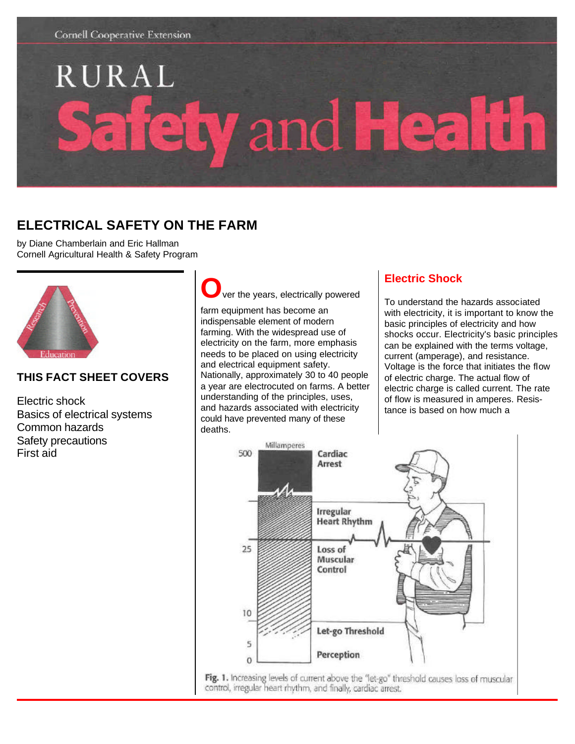Cornell Cooperative Extension

# RURAL Safety and Health

## ELECTRICAL SAFETY ON THE FARM

by Diane Chamberlain and Eric Hallman
Cornell Agricultural Health & Safety Program

Research Prevention Education

### THIS FACT SHEET COVERS

Electric shock
Basics of electrical systems
Common hazards
Safety precautions
First aid

Over the years, electrically powered farm equipment has become an indispensable element of modern farming. With the widespread use of electricity on the farm, more emphasis needs to be placed on using electricity and electrical equipment safety. Nationally, approximately 30 to 40 people a year are electrocuted on farms. A better understanding of the principles, uses, and hazards associated with electricity could have prevented many of these deaths.

### Electric Shock

To understand the hazards associated with electricity, it is important to know the basic principles of electricity and how shocks occur. Electricity's basic principles can be explained with the terms voltage, current (amperage), and resistance. Voltage is the force that initiates the flow of electric charge. The actual flow of electric charge is called current. The rate of flow is measured in amperes. Resistance is based on how much a

| Milliamperes | Effect |
|---|---|
| 500 | Cardiac Arrest |
| | Irregular Heart Rhythm |
| 25 | Loss of Muscular Control |
| 10 | |
| | Let-go Threshold |
| 5 | Perception |
| 0 | |

**Fig. 1.** Increasing levels of current above the "let-go" threshold causes loss of muscular control, irregular heart rhythm, and finally, cardiac arrest.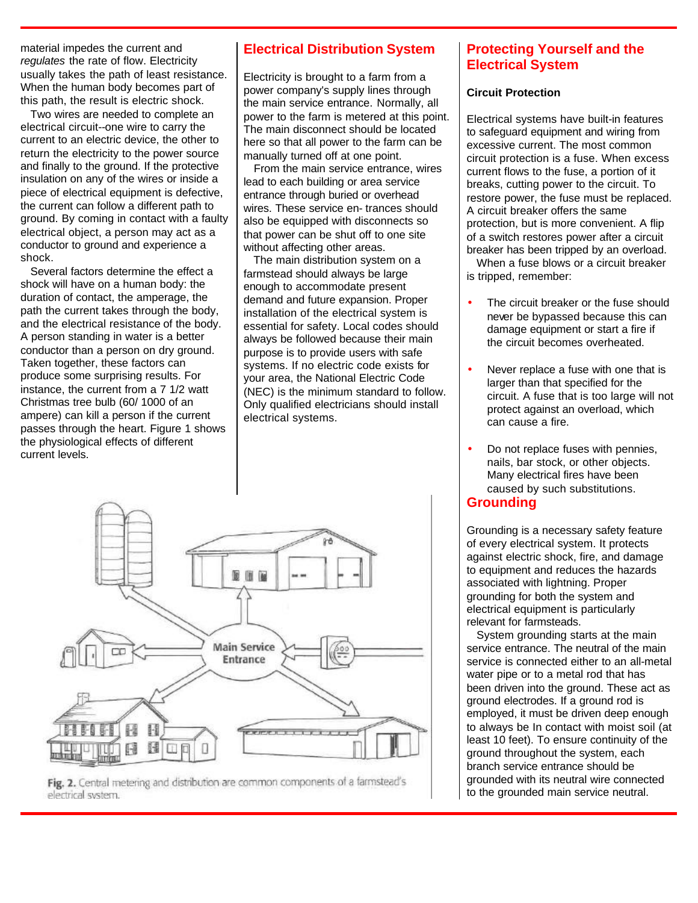material impedes the current and *regulates* the rate of flow. Electricity usually takes the path of least resistance. When the human body becomes part of this path, the result is electric shock.

Two wires are needed to complete an electrical circuit--one wire to carry the current to an electric device, the other to return the electricity to the power source and finally to the ground. If the protective insulation on any of the wires or inside a piece of electrical equipment is defective, the current can follow a different path to ground. By coming in contact with a faulty electrical object, a person may act as a conductor to ground and experience a shock.

Several factors determine the effect a shock will have on a human body: the duration of contact, the amperage, the path the current takes through the body, and the electrical resistance of the body. A person standing in water is a better conductor than a person on dry ground. Taken together, these factors can produce some surprising results. For instance, the current from a 7 1/2 watt Christmas tree bulb (60/ 1000 of an ampere) can kill a person if the current passes through the heart. Figure 1 shows the physiological effects of different current levels.

## Electrical Distribution System

Electricity is brought to a farm from a power company's supply lines through the main service entrance. Normally, all power to the farm is metered at this point. The main disconnect should be located here so that all power to the farm can be manually turned off at one point.

From the main service entrance, wires lead to each building or area service entrance through buried or overhead wires. These service en- trances should also be equipped with disconnects so that power can be shut off to one site without affecting other areas.

The main distribution system on a farmstead should always be large enough to accommodate present demand and future expansion. Proper installation of the electrical system is essential for safety. Local codes should always be followed because their main purpose is to provide users with safe systems. If no electric code exists for your area, the National Electric Code (NEC) is the minimum standard to follow. Only qualified electricians should install electrical systems.

Fig. 2. Central metering and distribution are common components of a farmstead's electrical system.

## Protecting Yourself and the Electrical System

### Circuit Protection

Electrical systems have built-in features to safeguard equipment and wiring from excessive current. The most common circuit protection is a fuse. When excess current flows to the fuse, a portion of it breaks, cutting power to the circuit. To restore power, the fuse must be replaced. A circuit breaker offers the same protection, but is more convenient. A flip of a switch restores power after a circuit breaker has been tripped by an overload.

When a fuse blows or a circuit breaker is tripped, remember:

- The circuit breaker or the fuse should never be bypassed because this can damage equipment or start a fire if the circuit becomes overheated.
- Never replace a fuse with one that is larger than that specified for the circuit. A fuse that is too large will not protect against an overload, which can cause a fire.
- Do not replace fuses with pennies, nails, bar stock, or other objects. Many electrical fires have been caused by such substitutions.

## Grounding

Grounding is a necessary safety feature of every electrical system. It protects against electric shock, fire, and damage to equipment and reduces the hazards associated with lightning. Proper grounding for both the system and electrical equipment is particularly relevant for farmsteads.

System grounding starts at the main service entrance. The neutral of the main service is connected either to an all-metal water pipe or to a metal rod that has been driven into the ground. These act as ground electrodes. If a ground rod is employed, it must be driven deep enough to always be In contact with moist soil (at least 10 feet). To ensure continuity of the ground throughout the system, each branch service entrance should be grounded with its neutral wire connected to the grounded main service neutral.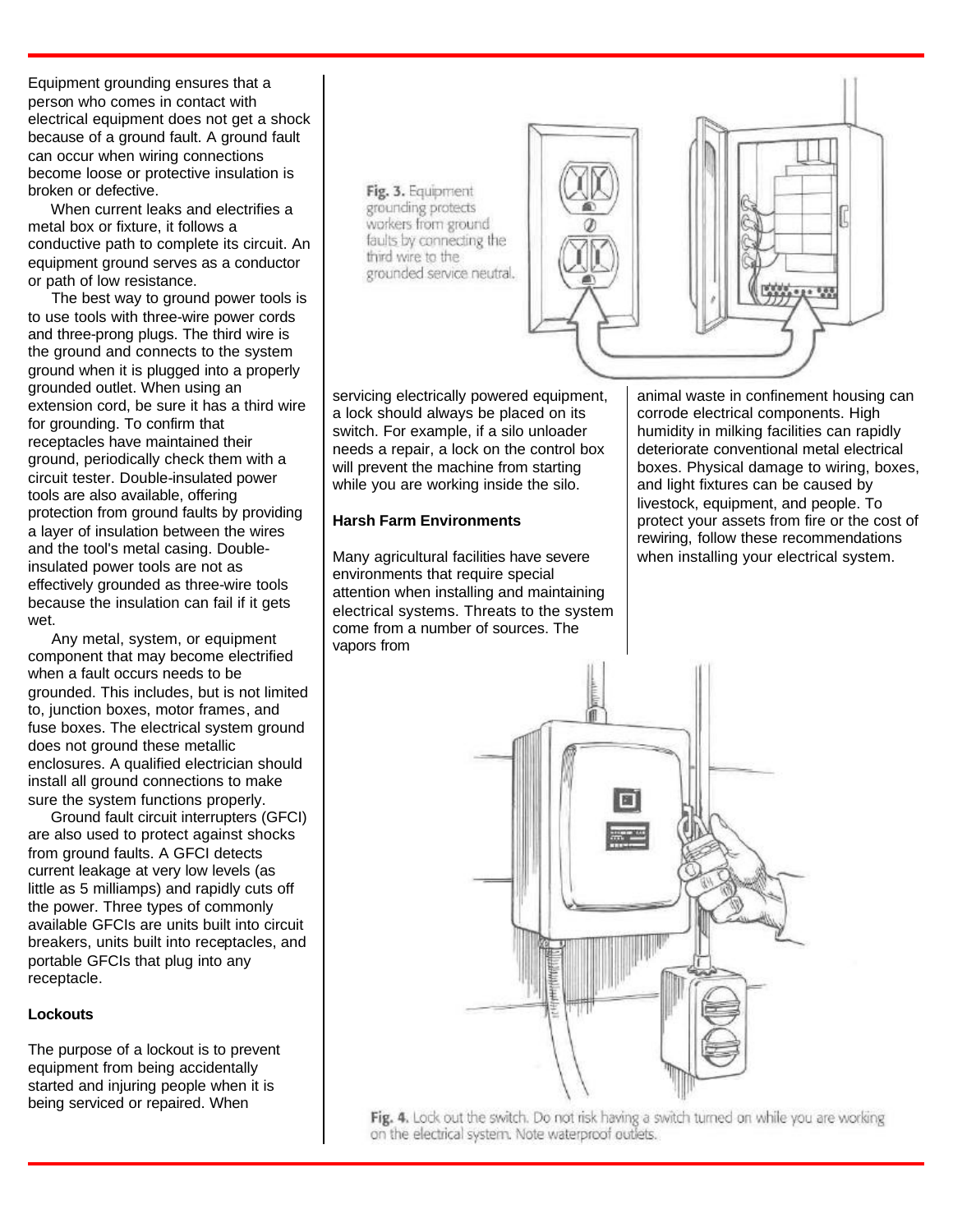Equipment grounding ensures that a person who comes in contact with electrical equipment does not get a shock because of a ground fault. A ground fault can occur when wiring connections become loose or protective insulation is broken or defective.

When current leaks and electrifies a metal box or fixture, it follows a conductive path to complete its circuit. An equipment ground serves as a conductor or path of low resistance.

The best way to ground power tools is to use tools with three-wire power cords and three-prong plugs. The third wire is the ground and connects to the system ground when it is plugged into a properly grounded outlet. When using an extension cord, be sure it has a third wire for grounding. To confirm that receptacles have maintained their ground, periodically check them with a circuit tester. Double-insulated power tools are also available, offering protection from ground faults by providing a layer of insulation between the wires and the tool's metal casing. Double-insulated power tools are not as effectively grounded as three-wire tools because the insulation can fail if it gets wet.

Any metal, system, or equipment component that may become electrified when a fault occurs needs to be grounded. This includes, but is not limited to, junction boxes, motor frames, and fuse boxes. The electrical system ground does not ground these metallic enclosures. A qualified electrician should install all ground connections to make sure the system functions properly.

Ground fault circuit interrupters (GFCI) are also used to protect against shocks from ground faults. A GFCI detects current leakage at very low levels (as little as 5 milliamps) and rapidly cuts off the power. Three types of commonly available GFCIs are units built into circuit breakers, units built into receptacles, and portable GFCIs that plug into any receptacle.

**Lockouts**

The purpose of a lockout is to prevent equipment from being accidentally started and injuring people when it is being serviced or repaired. When servicing electrically powered equipment, a lock should always be placed on its switch. For example, if a silo unloader needs a repair, a lock on the control box will prevent the machine from starting while you are working inside the silo.

**Fig. 3.** Equipment grounding protects workers from ground faults by connecting the third wire to the grounded service neutral.

**Harsh Farm Environments**

Many agricultural facilities have severe environments that require special attention when installing and maintaining electrical systems. Threats to the system come from a number of sources. The vapors from animal waste in confinement housing can corrode electrical components. High humidity in milking facilities can rapidly deteriorate conventional metal electrical boxes. Physical damage to wiring, boxes, and light fixtures can be caused by livestock, equipment, and people. To protect your assets from fire or the cost of rewiring, follow these recommendations when installing your electrical system.

**Fig. 4.** Lock out the switch. Do not risk having a switch turned on while you are working on the electrical system. Note waterproof outlets.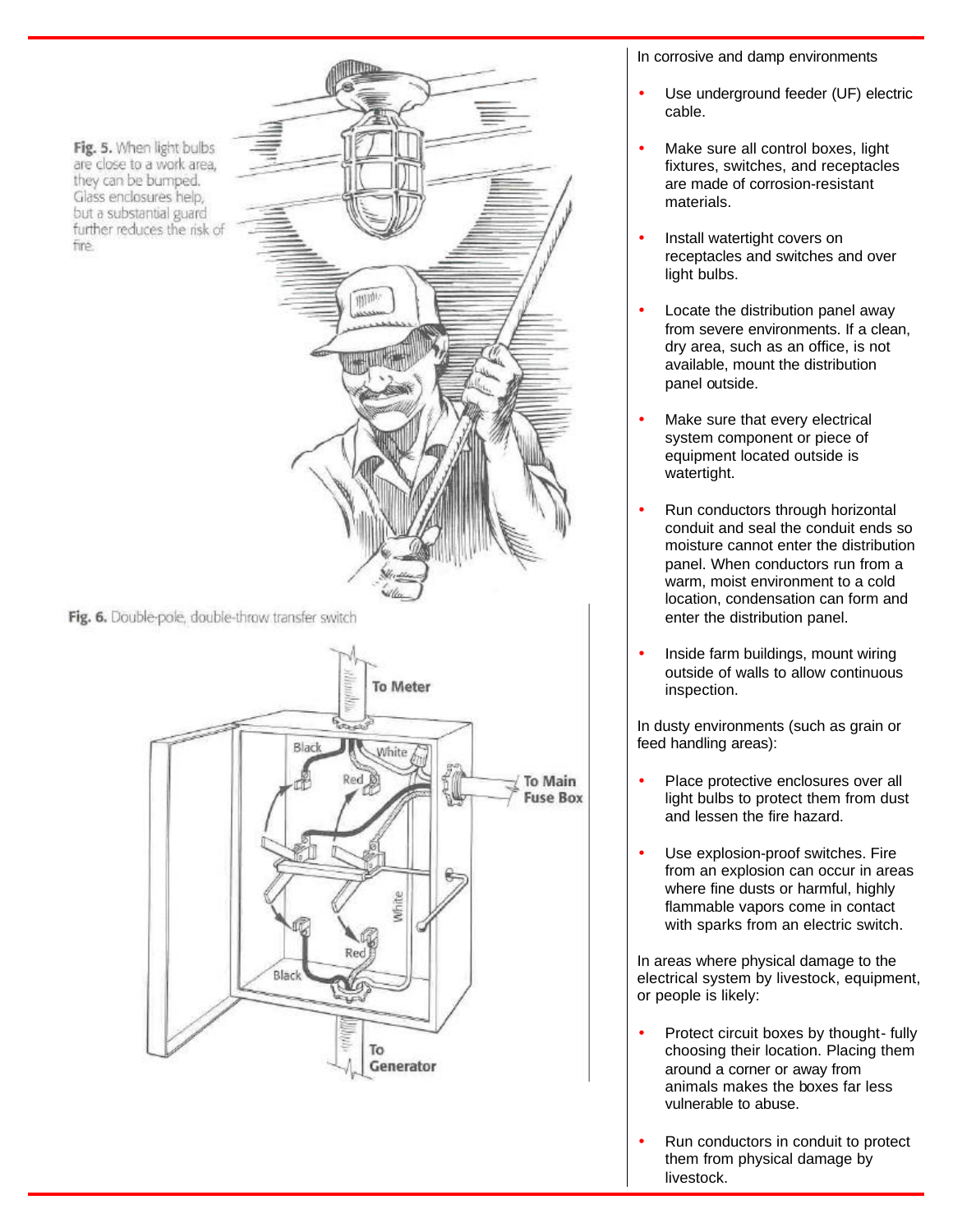Fig. 5. When light bulbs are close to a work area, they can be bumped. Glass enclosures help, but a substantial guard further reduces the risk of fire.

Fig. 6. Double-pole, double-throw transfer switch

In corrosive and damp environments

- Use underground feeder (UF) electric cable.
- Make sure all control boxes, light fixtures, switches, and receptacles are made of corrosion-resistant materials.
- Install watertight covers on receptacles and switches and over light bulbs.
- Locate the distribution panel away from severe environments. If a clean, dry area, such as an office, is not available, mount the distribution panel outside.
- Make sure that every electrical system component or piece of equipment located outside is watertight.
- Run conductors through horizontal conduit and seal the conduit ends so moisture cannot enter the distribution panel. When conductors run from a warm, moist environment to a cold location, condensation can form and enter the distribution panel.
- Inside farm buildings, mount wiring outside of walls to allow continuous inspection.

In dusty environments (such as grain or feed handling areas):

- Place protective enclosures over all light bulbs to protect them from dust and lessen the fire hazard.
- Use explosion-proof switches. Fire from an explosion can occur in areas where fine dusts or harmful, highly flammable vapors come in contact with sparks from an electric switch.

In areas where physical damage to the electrical system by livestock, equipment, or people is likely:

- Protect circuit boxes by thought- fully choosing their location. Placing them around a corner or away from animals makes the boxes far less vulnerable to abuse.
- Run conductors in conduit to protect them from physical damage by livestock.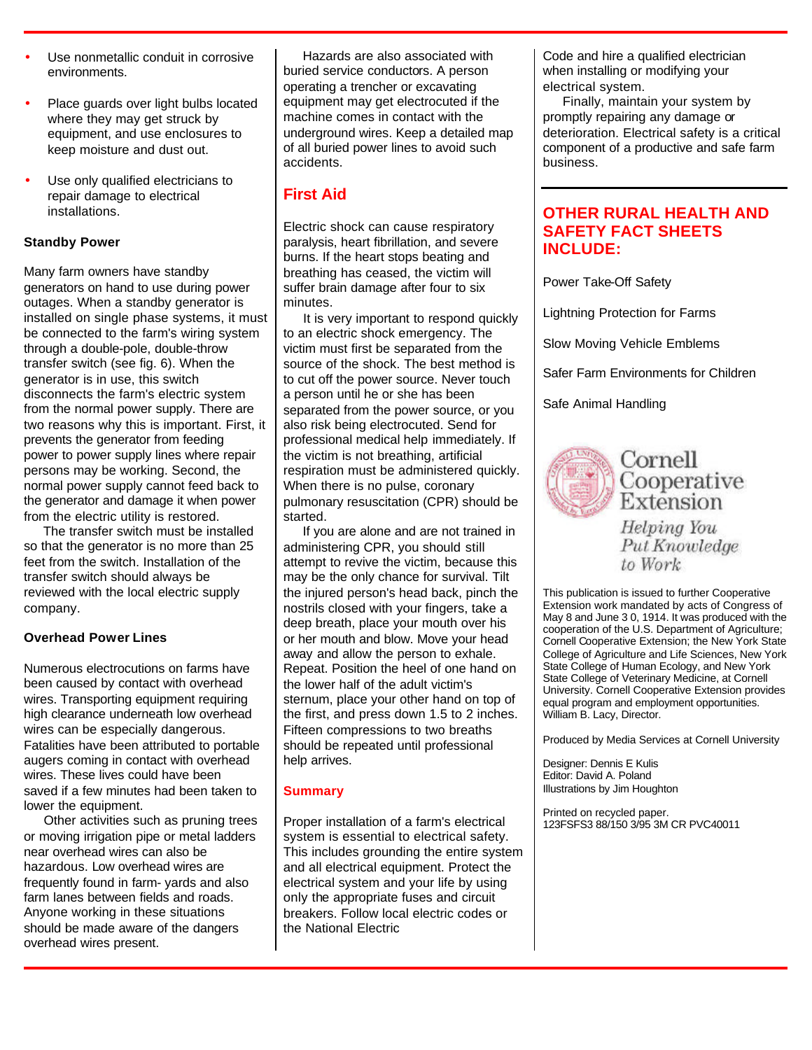- Use nonmetallic conduit in corrosive environments.
- Place guards over light bulbs located where they may get struck by equipment, and use enclosures to keep moisture and dust out.
- Use only qualified electricians to repair damage to electrical installations.

**Standby Power**

Many farm owners have standby generators on hand to use during power outages. When a standby generator is installed on single phase systems, it must be connected to the farm's wiring system through a double-pole, double-throw transfer switch (see fig. 6). When the generator is in use, this switch disconnects the farm's electric system from the normal power supply. There are two reasons why this is important. First, it prevents the generator from feeding power to power supply lines where repair persons may be working. Second, the normal power supply cannot feed back to the generator and damage it when power from the electric utility is restored.

The transfer switch must be installed so that the generator is no more than 25 feet from the switch. Installation of the transfer switch should always be reviewed with the local electric supply company.

**Overhead Power Lines**

Numerous electrocutions on farms have been caused by contact with overhead wires. Transporting equipment requiring high clearance underneath low overhead wires can be especially dangerous. Fatalities have been attributed to portable augers coming in contact with overhead wires. These lives could have been saved if a few minutes had been taken to lower the equipment.

Other activities such as pruning trees or moving irrigation pipe or metal ladders near overhead wires can also be hazardous. Low overhead wires are frequently found in farm- yards and also farm lanes between fields and roads. Anyone working in these situations should be made aware of the dangers overhead wires present.

Hazards are also associated with buried service conductors. A person operating a trencher or excavating equipment may get electrocuted if the machine comes in contact with the underground wires. Keep a detailed map of all buried power lines to avoid such accidents.

## First Aid

Electric shock can cause respiratory paralysis, heart fibrillation, and severe burns. If the heart stops beating and breathing has ceased, the victim will suffer brain damage after four to six minutes.

It is very important to respond quickly to an electric shock emergency. The victim must first be separated from the source of the shock. The best method is to cut off the power source. Never touch a person until he or she has been separated from the power source, or you also risk being electrocuted. Send for professional medical help immediately. If the victim is not breathing, artificial respiration must be administered quickly. When there is no pulse, coronary pulmonary resuscitation (CPR) should be started.

If you are alone and are not trained in administering CPR, you should still attempt to revive the victim, because this may be the only chance for survival. Tilt the injured person's head back, pinch the nostrils closed with your fingers, take a deep breath, place your mouth over his or her mouth and blow. Move your head away and allow the person to exhale. Repeat. Position the heel of one hand on the lower half of the adult victim's sternum, place your other hand on top of the first, and press down 1.5 to 2 inches. Fifteen compressions to two breaths should be repeated until professional help arrives.

### Summary

Proper installation of a farm's electrical system is essential to electrical safety. This includes grounding the entire system and all electrical equipment. Protect the electrical system and your life by using only the appropriate fuses and circuit breakers. Follow local electric codes or the National Electric Code and hire a qualified electrician when installing or modifying your electrical system.

Finally, maintain your system by promptly repairing any damage or deterioration. Electrical safety is a critical component of a productive and safe farm business.

## OTHER RURAL HEALTH AND SAFETY FACT SHEETS INCLUDE:

Power Take-Off Safety

Lightning Protection for Farms

Slow Moving Vehicle Emblems

Safer Farm Environments for Children

Safe Animal Handling

Cornell Cooperative Extension

*Helping You Put Knowledge to Work*

This publication is issued to further Cooperative Extension work mandated by acts of Congress of May 8 and June 3 0, 1914. It was produced with the cooperation of the U.S. Department of Agriculture; Cornell Cooperative Extension; the New York State College of Agriculture and Life Sciences, New York State College of Human Ecology, and New York State College of Veterinary Medicine, at Cornell University. Cornell Cooperative Extension provides equal program and employment opportunities. William B. Lacy, Director.

Produced by Media Services at Cornell University

Designer: Dennis E Kulis
Editor: David A. Poland
Illustrations by Jim Houghton

Printed on recycled paper.
123FSFS3 88/150 3/95 3M CR PVC40011